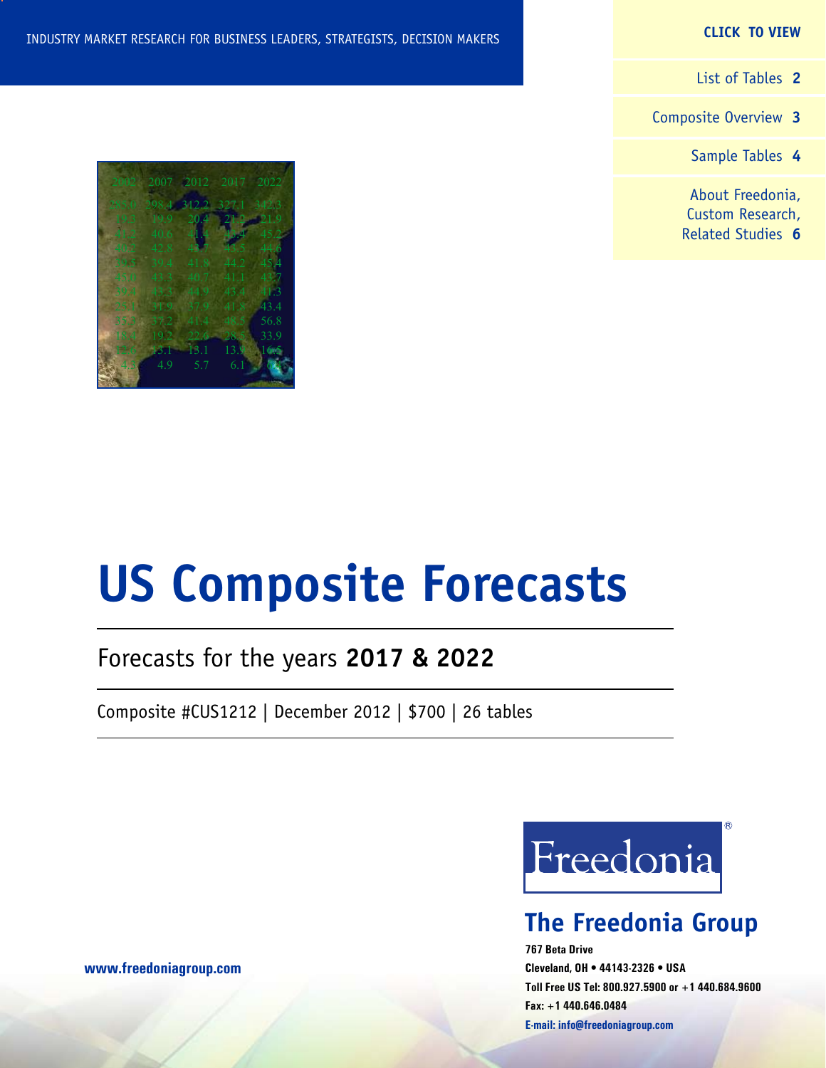INDUSTRY MARKET RESEARCH FOR BUSINESS LEADERS, STRATEGISTS, DECISION MAKERS

**CLICK TO VIEW**

List of Tables **2**

Composite Overview **3**

Sample Tables **4**

About Freedonia, Custom Research, Related Studies **6**

# US Composite Forecasts

## Forecasts for the years **2017 & 2022**

Composite #CUS1212 | December 2012 | $700 | 26 tables

Freedonia®

**The Freedonia Group**

**767 Beta Drive**
**Cleveland, OH • 44143-2326 • USA**
**Toll Free US Tel: 800.927.5900 or +1 440.684.9600**
**Fax: +1 440.646.0484**
**E-mail: info@freedoniagroup.com**

**www.freedoniagroup.com**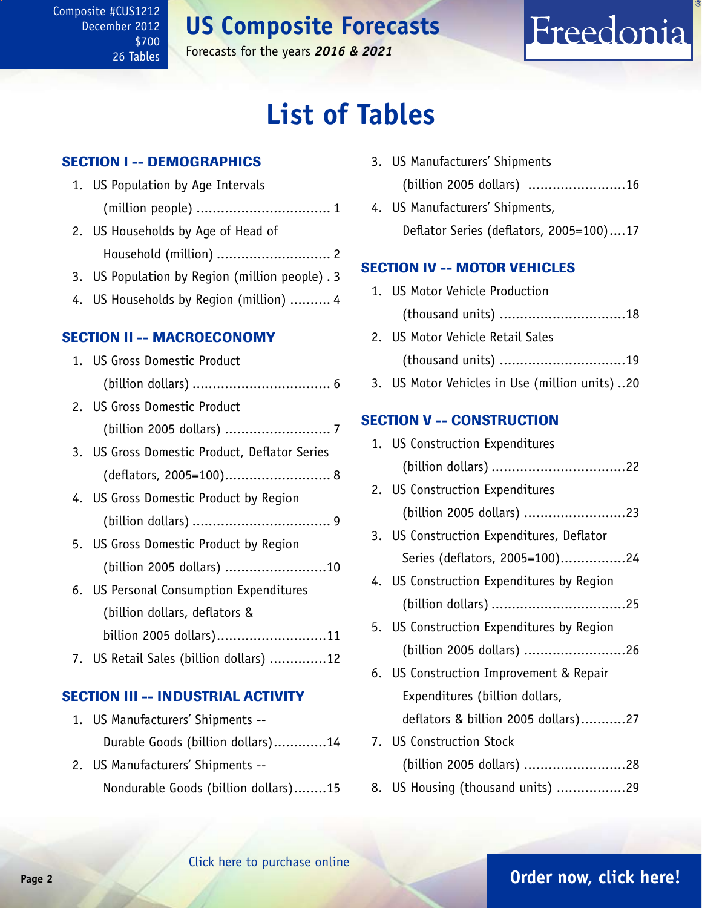Composite #CUS1212
December 2012
$700
26 Tables

# US Composite Forecasts

Forecasts for the years ***2016 & 2021***

Freedonia

## List of Tables

### SECTION I -- DEMOGRAPHICS

1. US Population by Age Intervals (million people) ................................ 1
2. US Households by Age of Head of Household (million) ........................... 2
3. US Population by Region (million people) . 3
4. US Households by Region (million) .......... 4

### SECTION II -- MACROECONOMY

1. US Gross Domestic Product (billion dollars) ................................. 6
2. US Gross Domestic Product (billion 2005 dollars) .......................... 7
3. US Gross Domestic Product, Deflator Series (deflators, 2005=100).......................... 8
4. US Gross Domestic Product by Region (billion dollars) ................................. 9
5. US Gross Domestic Product by Region (billion 2005 dollars) .........................10
6. US Personal Consumption Expenditures (billion dollars, deflators & billion 2005 dollars)...........................11
7. US Retail Sales (billion dollars) ..............12

### SECTION III -- INDUSTRIAL ACTIVITY

1. US Manufacturers' Shipments -- Durable Goods (billion dollars).............14
2. US Manufacturers' Shipments -- Nondurable Goods (billion dollars)........15
3. US Manufacturers' Shipments (billion 2005 dollars) ........................16
4. US Manufacturers' Shipments, Deflator Series (deflators, 2005=100)....17

### SECTION IV -- MOTOR VEHICLES

1. US Motor Vehicle Production (thousand units) ...............................18
2. US Motor Vehicle Retail Sales (thousand units) ...............................19
3. US Motor Vehicles in Use (million units) ..20

### SECTION V -- CONSTRUCTION

1. US Construction Expenditures (billion dollars) .................................22
2. US Construction Expenditures (billion 2005 dollars) .........................23
3. US Construction Expenditures, Deflator Series (deflators, 2005=100)................24
4. US Construction Expenditure by Region (billion dollars) .................................25
5. US Construction Expenditures by Region (billion 2005 dollars) .........................26
6. US Construction Improvement & Repair Expenditures (billion dollars, deflators & billion 2005 dollars)...........27
7. US Construction Stock (billion 2005 dollars) .........................28
8. US Housing (thousand units) .................29

Click here to purchase online

**Order now, click here!**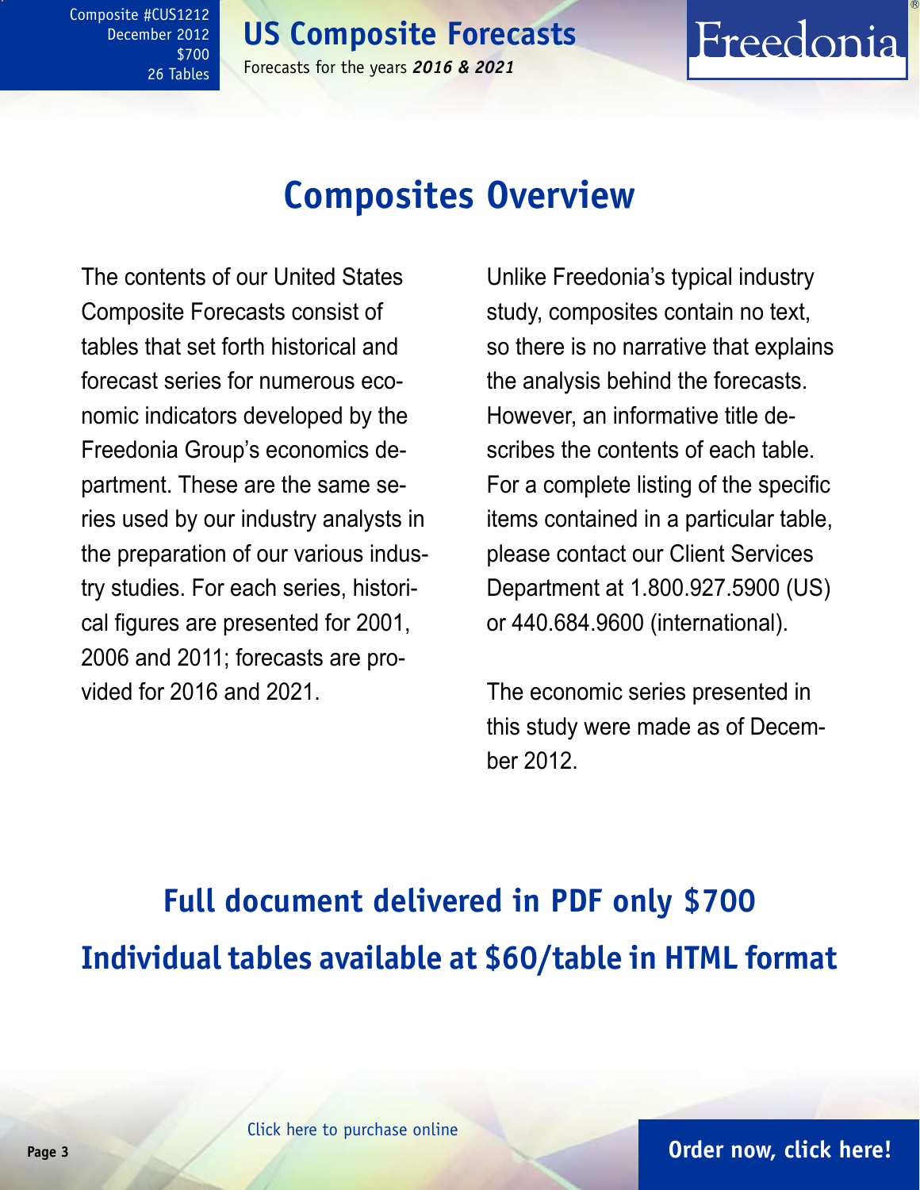# Composites Overview

The contents of our United States Composite Forecasts consist of tables that set forth historical and forecast series for numerous economic indicators developed by the Freedonia Group's economics department. These are the same series used by our industry analysts in the preparation of our various industry studies. For each series, historical figures are presented for 2001, 2006 and 2011; forecasts are provided for 2016 and 2021.

Unlike Freedonia's typical industry study, composites contain no text, so there is no narrative that explains the analysis behind the forecasts. However, an informative title describes the contents of each table. For a complete listing of the specific items contained in a particular table, please contact our Client Services Department at 1.800.927.5900 (US) or 440.684.9600 (international).

The economic series presented in this study were made as of December 2012.

## Full document delivered in PDF only $700

## Individual tables available at $60/table in HTML format

Click here to purchase online

**Order now, click here!**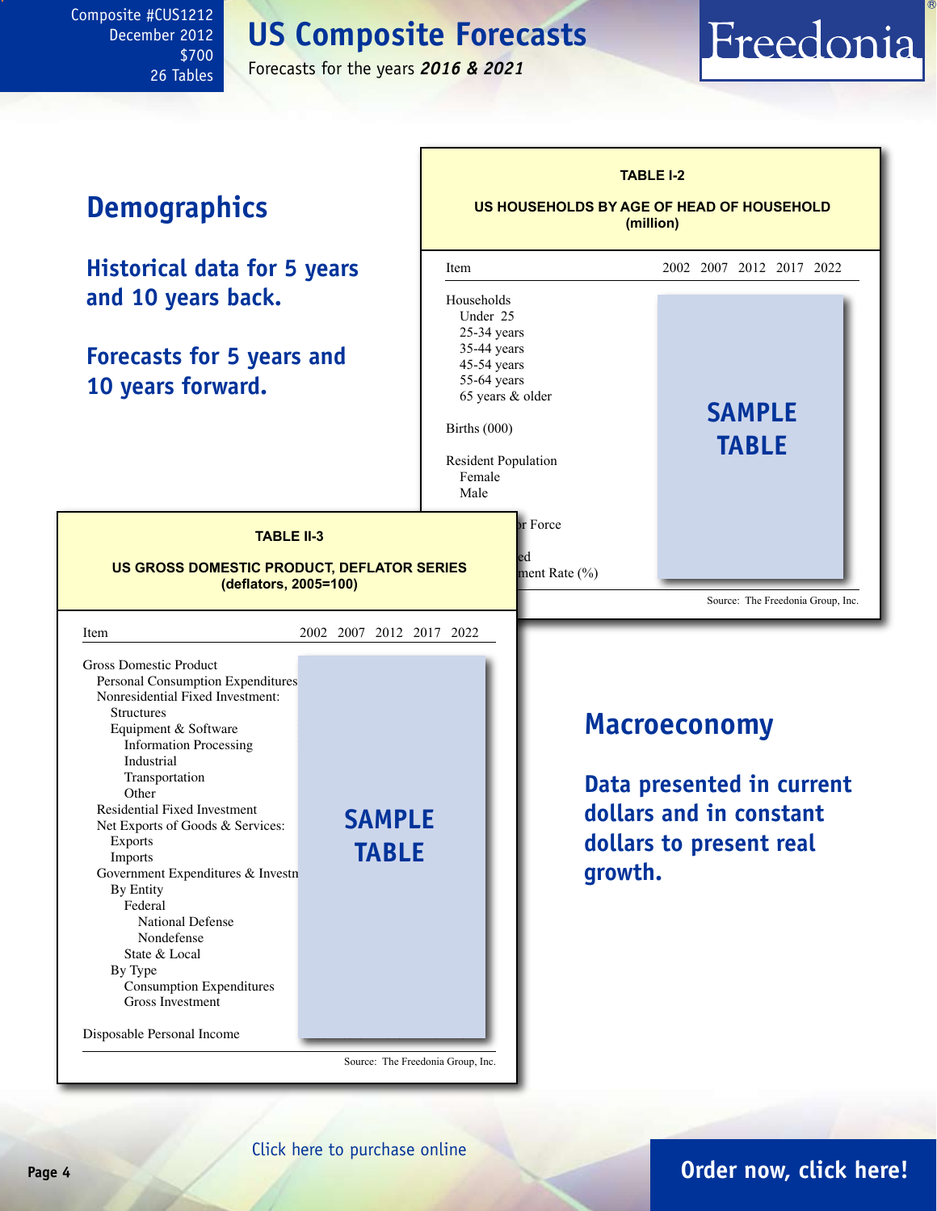Composite #CUS1212
December 2012
$700
26 Tables

# US Composite Forecasts

Forecasts for the years ***2016 & 2021***

## Demographics

### Historical data for 5 years and 10 years back.

### Forecasts for 5 years and 10 years forward.

**TABLE I-2**

**US HOUSEHOLDS BY AGE OF HEAD OF HOUSEHOLD (million)**

| Item | 2002 | 2007 | 2012 | 2017 | 2022 |
|---|---|---|---|---|---|
| Households | | | | | |
| Under 25 | | | | | |
| 25-34 years | | | | | |
| 35-44 years | | | | | |
| 45-54 years | | | | | |
| 55-64 years | | | | | |
| 65 years & older | | | | | |
| Births (000) | | | | | |
| Resident Population | | | | | |
| Female | | | | | |
| Male | | | | | |
| ...r Force | | | | | |
| ...ed | | | | | |
| ...ment Rate (%) | | | | | |

SAMPLE TABLE

Source: The Freedonia Group, Inc.

**TABLE II-3**

**US GROSS DOMESTIC PRODUCT, DEFLATOR SERIES (deflators, 2005=100)**

| Item | 2002 | 2007 | 2012 | 2017 | 2022 |
|---|---|---|---|---|---|
| Gross Domestic Product | | | | | |
| Personal Consumption Expenditures | | | | | |
| Nonresidential Fixed Investment: | | | | | |
| Structures | | | | | |
| Equipment & Software | | | | | |
| Information Processing | | | | | |
| Industrial | | | | | |
| Transportation | | | | | |
| Other | | | | | |
| Residential Fixed Investment | | | | | |
| Net Exports of Goods & Services: | | | | | |
| Exports | | | | | |
| Imports | | | | | |
| Government Expenditures & Investm... | | | | | |
| By Entity | | | | | |
| Federal | | | | | |
| National Defense | | | | | |
| Nondefense | | | | | |
| State & Local | | | | | |
| By Type | | | | | |
| Consumption Expenditures | | | | | |
| Gross Investment | | | | | |
| Disposable Personal Income | | | | | |

SAMPLE TABLE

Source: The Freedonia Group, Inc.

## Macroeconomy

### Data presented in current dollars and in constant dollars to present real growth.

Click here to purchase online

**Order now, click here!**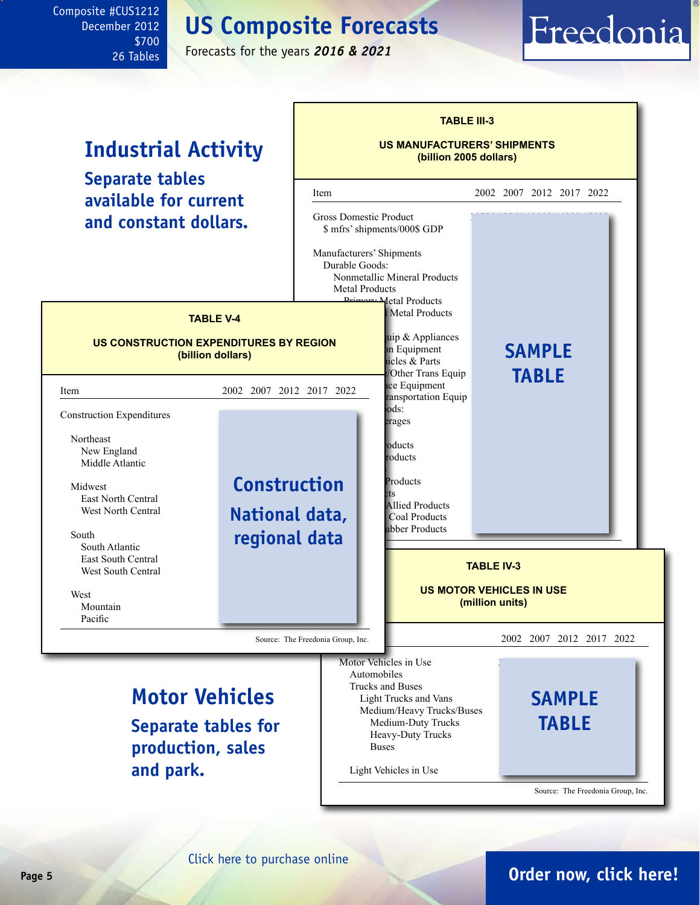Composite #CUS1212
December 2012
$700
26 Tables

# US Composite Forecasts

Forecasts for the years ***2016 & 2021***

## Industrial Activity

### Separate tables available for current and constant dollars.

**TABLE III-3**

**US MANUFACTURERS' SHIPMENTS**
**(billion 2005 dollars)**

| Item | 2002 | 2007 | 2012 | 2017 | 2022 |
|---|---|---|---|---|---|
| Gross Domestic Product | | | | | |
| $ mfrs' shipments/000$ GDP | | | | | |
| Manufacturers' Shipments | | | | | |
| Durable Goods: | | | | | |
| Nonmetallic Mineral Products | | | | | |
| Metal Products | | | | | |
| Primary Metal Products | | | | | |
| ...Metal Products | | | | | |
| ...uip & Appliances | | | | | |
| ...n Equipment | | | | | |
| ...icles & Parts | | | | | |
| .../Other Trans Equip | | | | | |
| ...ce Equipment | | | | | |
| ...ransportation Equip | | | | | |
| ...ods: | | | | | |
| ...erages | | | | | |
| ...oducts | | | | | |
| ...roducts | | | | | |
| ...Products | | | | | |
| ...ts | | | | | |
| ...Allied Products | | | | | |
| ...Coal Products | | | | | |
| ...ubber Products | | | | | |

**SAMPLE TABLE**

**TABLE V-4**

**US CONSTRUCTION EXPENDITURES BY REGION**
**(billion dollars)**

| Item | 2002 | 2007 | 2012 | 2017 | 2022 |
|---|---|---|---|---|---|
| Construction Expenditures | | | | | |
| Northeast | | | | | |
| New England | | | | | |
| Middle Atlantic | | | | | |
| Midwest | | | | | |
| East North Central | | | | | |
| West North Central | | | | | |
| South | | | | | |
| South Atlantic | | | | | |
| East South Central | | | | | |
| West South Central | | | | | |
| West | | | | | |
| Mountain | | | | | |
| Pacific | | | | | |

**Construction**

**National data, regional data**

Source: The Freedonia Group, Inc.

**TABLE IV-3**

**US MOTOR VEHICLES IN USE**
**(million units)**

| Item | 2002 | 2007 | 2012 | 2017 | 2022 |
|---|---|---|---|---|---|
| Motor Vehicles in Use | | | | | |
| Automobiles | | | | | |
| Trucks and Buses | | | | | |
| Light Trucks and Vans | | | | | |
| Medium/Heavy Trucks/Buses | | | | | |
| Medium-Duty Trucks | | | | | |
| Heavy-Duty Trucks | | | | | |
| Buses | | | | | |
| Light Vehicles in Use | | | | | |

**SAMPLE TABLE**

Source: The Freedonia Group, Inc.

## Motor Vehicles

### Separate tables for production, sales and park.

Click here to purchase online

**Order now, click here!**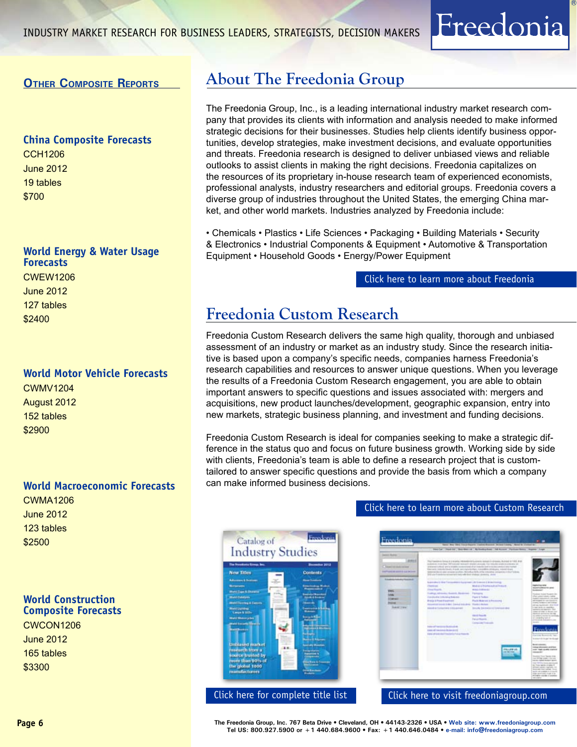## Other Composite Reports

### China Composite Forecasts
CCH1206
June 2012
19 tables
$700

### World Energy & Water Usage Forecasts
CWEW1206
June 2012
127 tables
$2400

### World Motor Vehicle Forecasts
CWMV1204
August 2012
152 tables
$2900

### World Macroeconomic Forecasts
CWMA1206
June 2012
123 tables
$2500

### World Construction Composite Forecasts
CWCON1206
June 2012
165 tables
$3300

## About The Freedonia Group

The Freedonia Group, Inc., is a leading international industry market research company that provides its clients with information and analysis needed to make informed strategic decisions for their businesses. Studies help clients identify business opportunities, develop strategies, make investment decisions, and evaluate opportunities and threats. Freedonia research is designed to deliver unbiased views and reliable outlooks to assist clients in making the right decisions. Freedonia capitalizes on the resources of its proprietary in-house research team of experienced economists, professional analysts, industry researchers and editorial groups. Freedonia covers a diverse group of industries throughout the United States, the emerging China market, and other world markets. Industries analyzed by Freedonia include:

• Chemicals • Plastics • Life Sciences • Packaging • Building Materials • Security & Electronics • Industrial Components & Equipment • Automotive & Transportation Equipment • Household Goods • Energy/Power Equipment

Click here to learn more about Freedonia

## Freedonia Custom Research

Freedonia Custom Research delivers the same high quality, thorough and unbiased assessment of an industry or market as an industry study. Since the research initiative is based upon a company's specific needs, companies harness Freedonia's research capabilities and resources to answer unique questions. When you leverage the results of a Freedonia Custom Research engagement, you are able to obtain important answers to specific questions and issues associated with: mergers and acquisitions, new product launches/development, geographic expansion, entry into new markets, strategic business planning, and investment and funding decisions.

Freedonia Custom Research is ideal for companies seeking to make a strategic difference in the status quo and focus on future business growth. Working side by side with clients, Freedonia's team is able to define a research project that is custom-tailored to answer specific questions and provide the basis from which a company can make informed business decisions.

Click here to learn more about Custom Research

Click here for complete title list

Click here to visit freedoniagroup.com

The Freedonia Group, Inc. 767 Beta Drive • Cleveland, OH • 44143-2326 • USA • Web site: www.freedoniagroup.com
Tel US: 800.927.5900 or +1 440.684.9600 • Fax: +1 440.646.0484 • e-mail: info@freedoniagroup.com